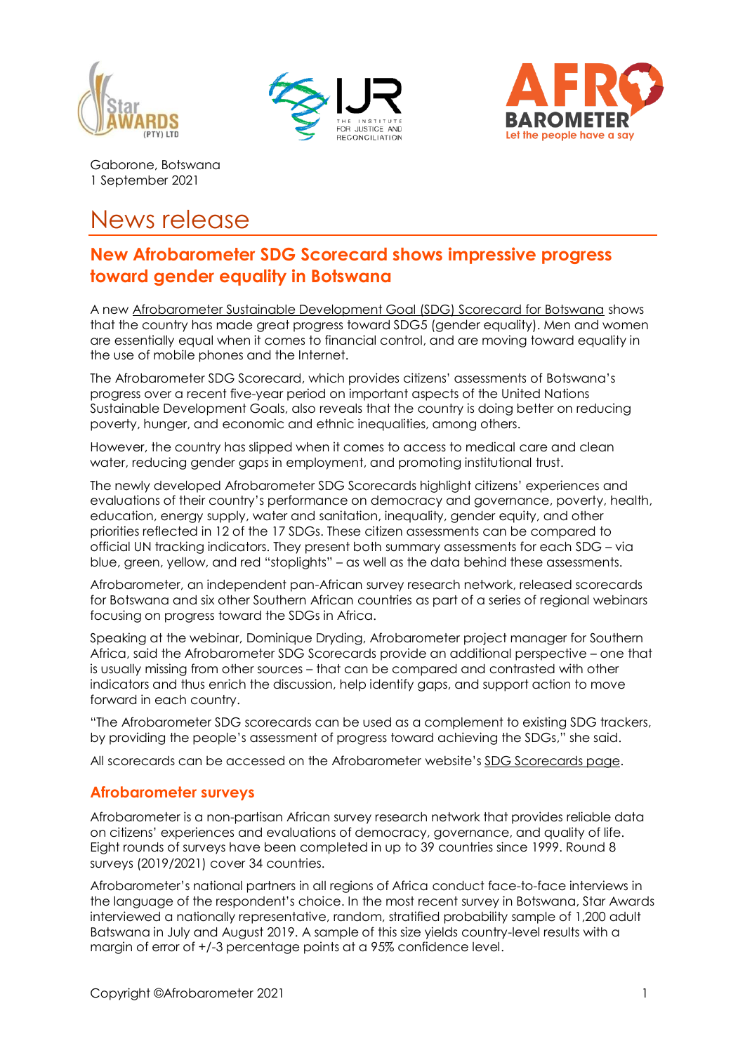Gaborone, Botswana
1 September 2021

# News release

## New Afrobarometer SDG Scorecard shows impressive progress toward gender equality in Botswana

A new Afrobarometer Sustainable Development Goal (SDG) Scorecard for Botswana shows that the country has made great progress toward SDG5 (gender equality). Men and women are essentially equal when it comes to financial control, and are moving toward equality in the use of mobile phones and the Internet.

The Afrobarometer SDG Scorecard, which provides citizens' assessments of Botswana's progress over a recent five-year period on important aspects of the United Nations Sustainable Development Goals, also reveals that the country is doing better on reducing poverty, hunger, and economic and ethnic inequalities, among others.

However, the country has slipped when it comes to access to medical care and clean water, reducing gender gaps in employment, and promoting institutional trust.

The newly developed Afrobarometer SDG Scorecards highlight citizens' experiences and evaluations of their country's performance on democracy and governance, poverty, health, education, energy supply, water and sanitation, inequality, gender equity, and other priorities reflected in 12 of the 17 SDGs. These citizen assessments can be compared to official UN tracking indicators. They present both summary assessments for each SDG – via blue, green, yellow, and red "stoplights" – as well as the data behind these assessments.

Afrobarometer, an independent pan-African survey research network, released scorecards for Botswana and six other Southern African countries as part of a series of regional webinars focusing on progress toward the SDGs in Africa.

Speaking at the webinar, Dominique Dryding, Afrobarometer project manager for Southern Africa, said the Afrobarometer SDG Scorecards provide an additional perspective – one that is usually missing from other sources – that can be compared and contrasted with other indicators and thus enrich the discussion, help identify gaps, and support action to move forward in each country.

"The Afrobarometer SDG scorecards can be used as a complement to existing SDG trackers, by providing the people's assessment of progress toward achieving the SDGs," she said.

All scorecards can be accessed on the Afrobarometer website's SDG Scorecards page.

### Afrobarometer surveys

Afrobarometer is a non-partisan African survey research network that provides reliable data on citizens' experiences and evaluations of democracy, governance, and quality of life. Eight rounds of surveys have been completed in up to 39 countries since 1999. Round 8 surveys (2019/2021) cover 34 countries.

Afrobarometer's national partners in all regions of Africa conduct face-to-face interviews in the language of the respondent's choice. In the most recent survey in Botswana, Star Awards interviewed a nationally representative, random, stratified probability sample of 1,200 adult Batswana in July and August 2019. A sample of this size yields country-level results with a margin of error of +/-3 percentage points at a 95% confidence level.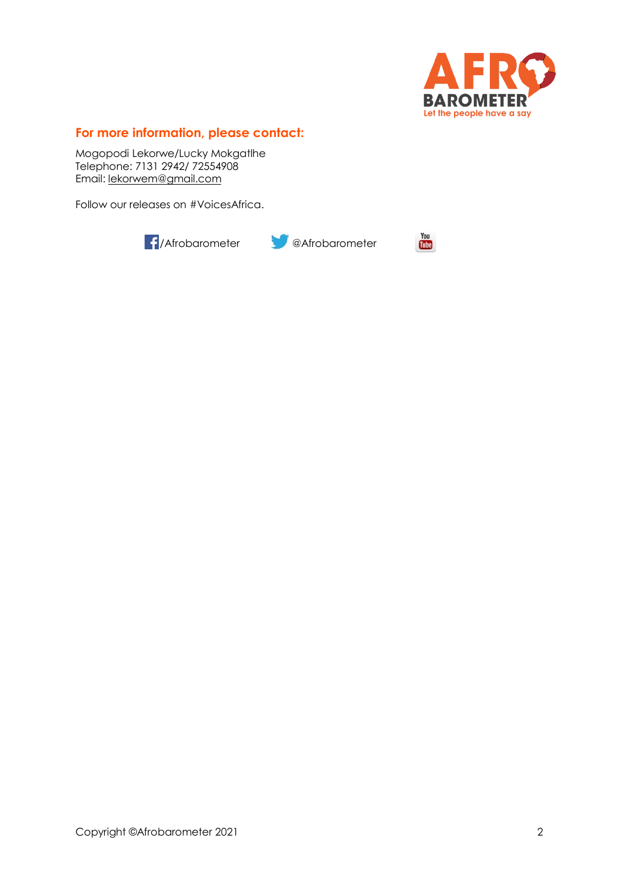## For more information, please contact:

Mogopodi Lekorwe/Lucky Mokgatlhe
Telephone: 7131 2942/ 72554908
Email: lekorwem@gmail.com

Follow our releases on #VoicesAfrica.

/Afrobarometer @Afrobarometer

Copyright ©Afrobarometer 2021